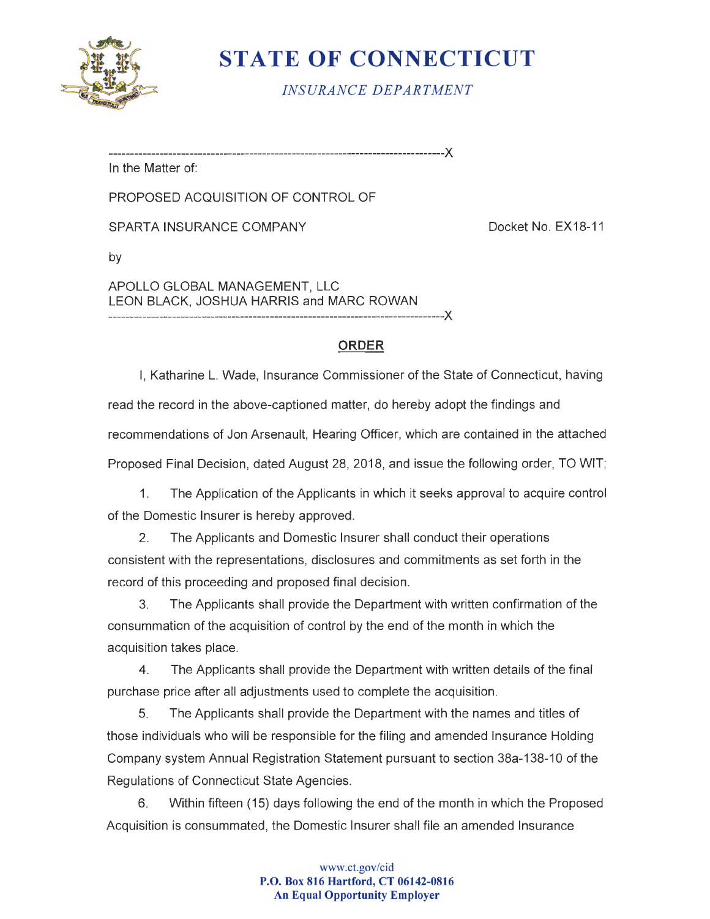# STATE OF CONNECTICUT

*INSURANCE DEPARTMENT*

---------------------------------------------------------------------------------X

In the Matter of:

PROPOSED ACQUISITION OF CONTROL OF

SPARTA INSURANCE COMPANY — Docket No. EX18-11

by

APOLLO GLOBAL MANAGEMENT, LLC
LEON BLACK, JOSHUA HARRIS and MARC ROWAN

---------------------------------------------------------------------------------X

## ORDER

I, Katharine L. Wade, Insurance Commissioner of the State of Connecticut, having read the record in the above-captioned matter, do hereby adopt the findings and recommendations of Jon Arsenault, Hearing Officer, which are contained in the attached Proposed Final Decision, dated August 28, 2018, and issue the following order, TO WIT;

1. The Application of the Applicants in which it seeks approval to acquire control of the Domestic Insurer is hereby approved.

2. The Applicants and Domestic Insurer shall conduct their operations consistent with the representations, disclosures and commitments as set forth in the record of this proceeding and proposed final decision.

3. The Applicants shall provide the Department with written confirmation of the consummation of the acquisition of control by the end of the month in which the acquisition takes place.

4. The Applicants shall provide the Department with written details of the final purchase price after all adjustments used to complete the acquisition.

5. The Applicants shall provide the Department with the names and titles of those individuals who will be responsible for the filing and amended Insurance Holding Company system Annual Registration Statement pursuant to section 38a-138-10 of the Regulations of Connecticut State Agencies.

6. Within fifteen (15) days following the end of the month in which the Proposed Acquisition is consummated, the Domestic Insurer shall file an amended Insurance

www.ct.gov/cid
**P.O. Box 816 Hartford, CT 06142-0816**
**An Equal Opportunity Employer**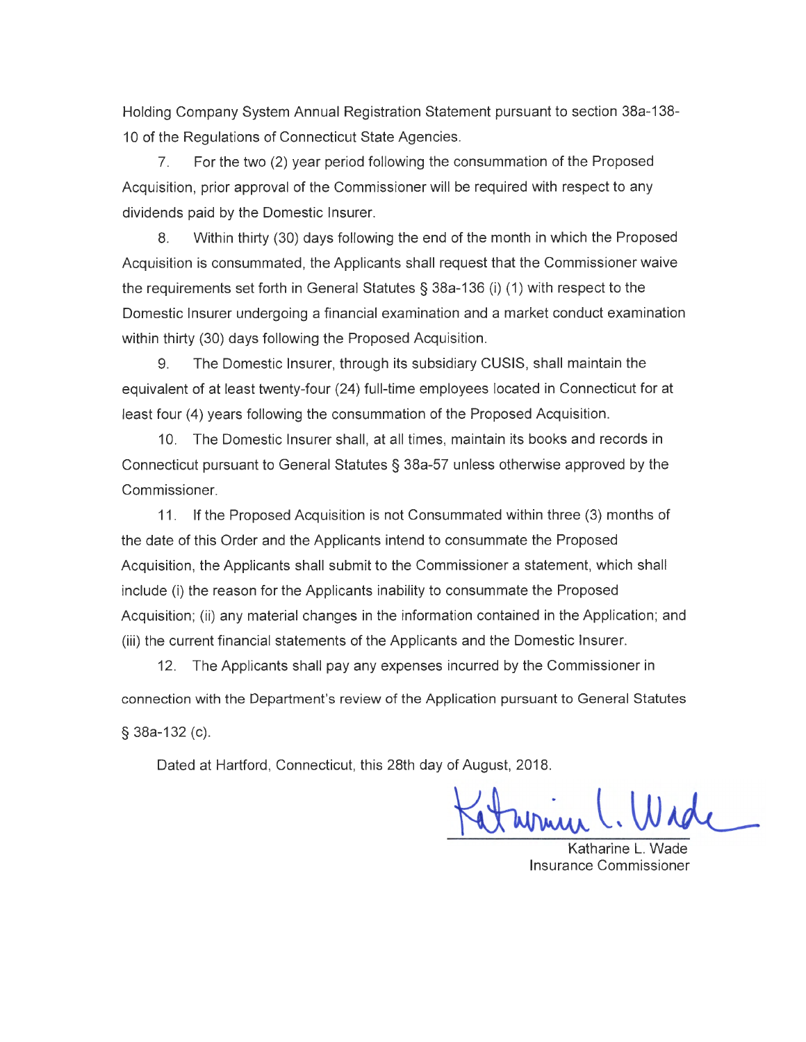Holding Company System Annual Registration Statement pursuant to section 38a-138-10 of the Regulations of Connecticut State Agencies.

7. For the two (2) year period following the consummation of the Proposed Acquisition, prior approval of the Commissioner will be required with respect to any dividends paid by the Domestic Insurer.

8. Within thirty (30) days following the end of the month in which the Proposed Acquisition is consummated, the Applicants shall request that the Commissioner waive the requirements set forth in General Statutes § 38a-136 (i) (1) with respect to the Domestic Insurer undergoing a financial examination and a market conduct examination within thirty (30) days following the Proposed Acquisition.

9. The Domestic Insurer, through its subsidiary CUSIS, shall maintain the equivalent of at least twenty-four (24) full-time employees located in Connecticut for at least four (4) years following the consummation of the Proposed Acquisition.

10. The Domestic Insurer shall, at all times, maintain its books and records in Connecticut pursuant to General Statutes § 38a-57 unless otherwise approved by the Commissioner.

11. If the Proposed Acquisition is not Consummated within three (3) months of the date of this Order and the Applicants intend to consummate the Proposed Acquisition, the Applicants shall submit to the Commissioner a statement, which shall include (i) the reason for the Applicants inability to consummate the Proposed Acquisition; (ii) any material changes in the information contained in the Application; and (iii) the current financial statements of the Applicants and the Domestic Insurer.

12. The Applicants shall pay any expenses incurred by the Commissioner in connection with the Department's review of the Application pursuant to General Statutes § 38a-132 (c).

Dated at Hartford, Connecticut, this 28th day of August, 2018.

Katharine L. Wade
Insurance Commissioner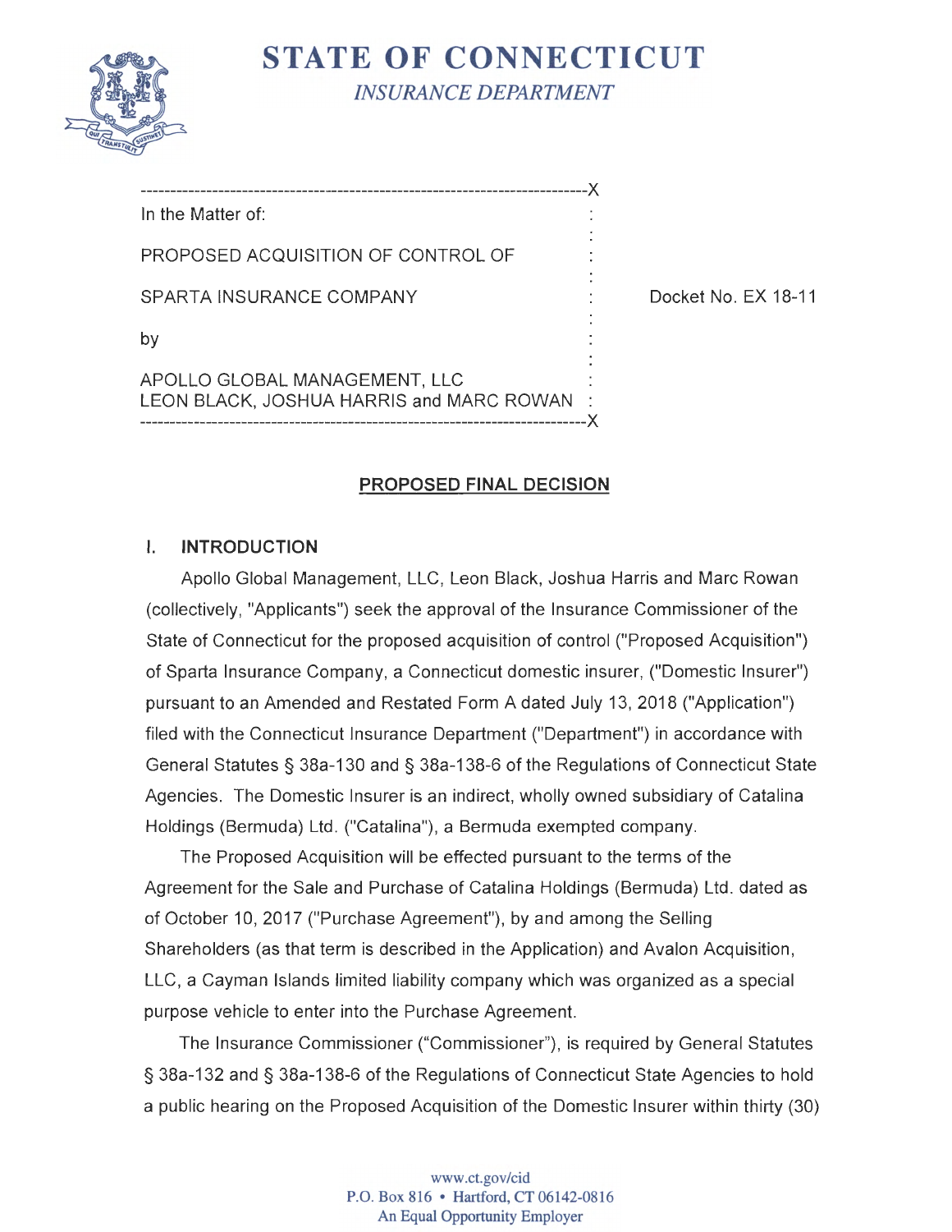# STATE OF CONNECTICUT

*INSURANCE DEPARTMENT*

---

In the Matter of:

PROPOSED ACQUISITION OF CONTROL OF

SPARTA INSURANCE COMPANY

by

APOLLO GLOBAL MANAGEMENT, LLC
LEON BLACK, JOSHUA HARRIS and MARC ROWAN

---

Docket No. EX 18-11

## PROPOSED FINAL DECISION

### I. INTRODUCTION

Apollo Global Management, LLC, Leon Black, Joshua Harris and Marc Rowan (collectively, "Applicants") seek the approval of the Insurance Commissioner of the State of Connecticut for the proposed acquisition of control ("Proposed Acquisition") of Sparta Insurance Company, a Connecticut domestic insurer, ("Domestic Insurer") pursuant to an Amended and Restated Form A dated July 13, 2018 ("Application") filed with the Connecticut Insurance Department ("Department") in accordance with General Statutes § 38a-130 and § 38a-138-6 of the Regulations of Connecticut State Agencies. The Domestic Insurer is an indirect, wholly owned subsidiary of Catalina Holdings (Bermuda) Ltd. ("Catalina"), a Bermuda exempted company.

The Proposed Acquisition will be effected pursuant to the terms of the Agreement for the Sale and Purchase of Catalina Holdings (Bermuda) Ltd. dated as of October 10, 2017 ("Purchase Agreement"), by and among the Selling Shareholders (as that term is described in the Application) and Avalon Acquisition, LLC, a Cayman Islands limited liability company which was organized as a special purpose vehicle to enter into the Purchase Agreement.

The Insurance Commissioner ("Commissioner"), is required by General Statutes § 38a-132 and § 38a-138-6 of the Regulations of Connecticut State Agencies to hold a public hearing on the Proposed Acquisition of the Domestic Insurer within thirty (30)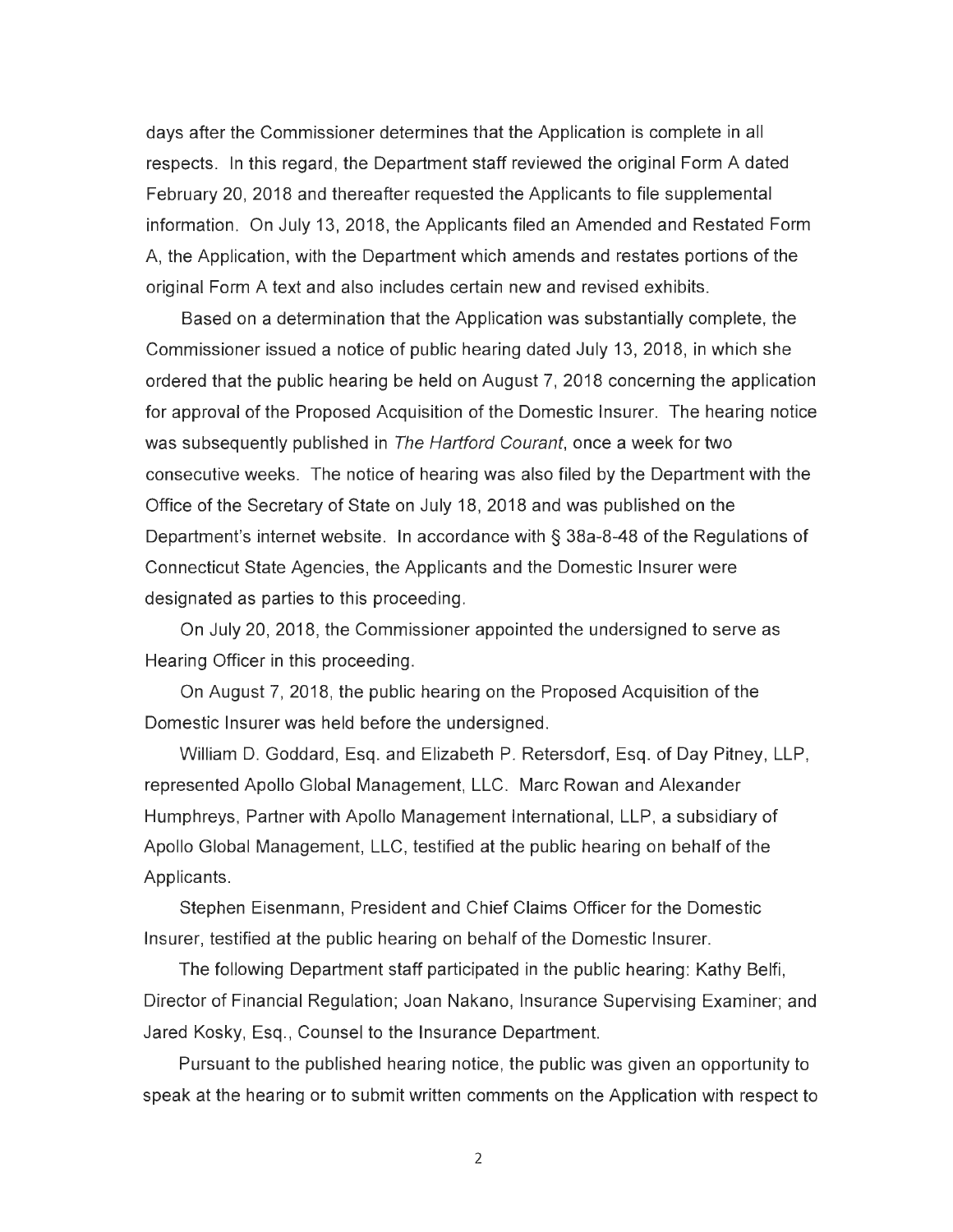days after the Commissioner determines that the Application is complete in all respects. In this regard, the Department staff reviewed the original Form A dated February 20, 2018 and thereafter requested the Applicants to file supplemental information. On July 13, 2018, the Applicants filed an Amended and Restated Form A, the Application, with the Department which amends and restates portions of the original Form A text and also includes certain new and revised exhibits.

Based on a determination that the Application was substantially complete, the Commissioner issued a notice of public hearing dated July 13, 2018, in which she ordered that the public hearing be held on August 7, 2018 concerning the application for approval of the Proposed Acquisition of the Domestic Insurer. The hearing notice was subsequently published in *The Hartford Courant*, once a week for two consecutive weeks. The notice of hearing was also filed by the Department with the Office of the Secretary of State on July 18, 2018 and was published on the Department's internet website. In accordance with § 38a-8-48 of the Regulations of Connecticut State Agencies, the Applicants and the Domestic Insurer were designated as parties to this proceeding.

On July 20, 2018, the Commissioner appointed the undersigned to serve as Hearing Officer in this proceeding.

On August 7, 2018, the public hearing on the Proposed Acquisition of the Domestic Insurer was held before the undersigned.

William D. Goddard, Esq. and Elizabeth P. Retersdorf, Esq. of Day Pitney, LLP, represented Apollo Global Management, LLC. Marc Rowan and Alexander Humphreys, Partner with Apollo Management International, LLP, a subsidiary of Apollo Global Management, LLC, testified at the public hearing on behalf of the Applicants.

Stephen Eisenmann, President and Chief Claims Officer for the Domestic Insurer, testified at the public hearing on behalf of the Domestic Insurer.

The following Department staff participated in the public hearing: Kathy Belfi, Director of Financial Regulation; Joan Nakano, Insurance Supervising Examiner; and Jared Kosky, Esq., Counsel to the Insurance Department.

Pursuant to the published hearing notice, the public was given an opportunity to speak at the hearing or to submit written comments on the Application with respect to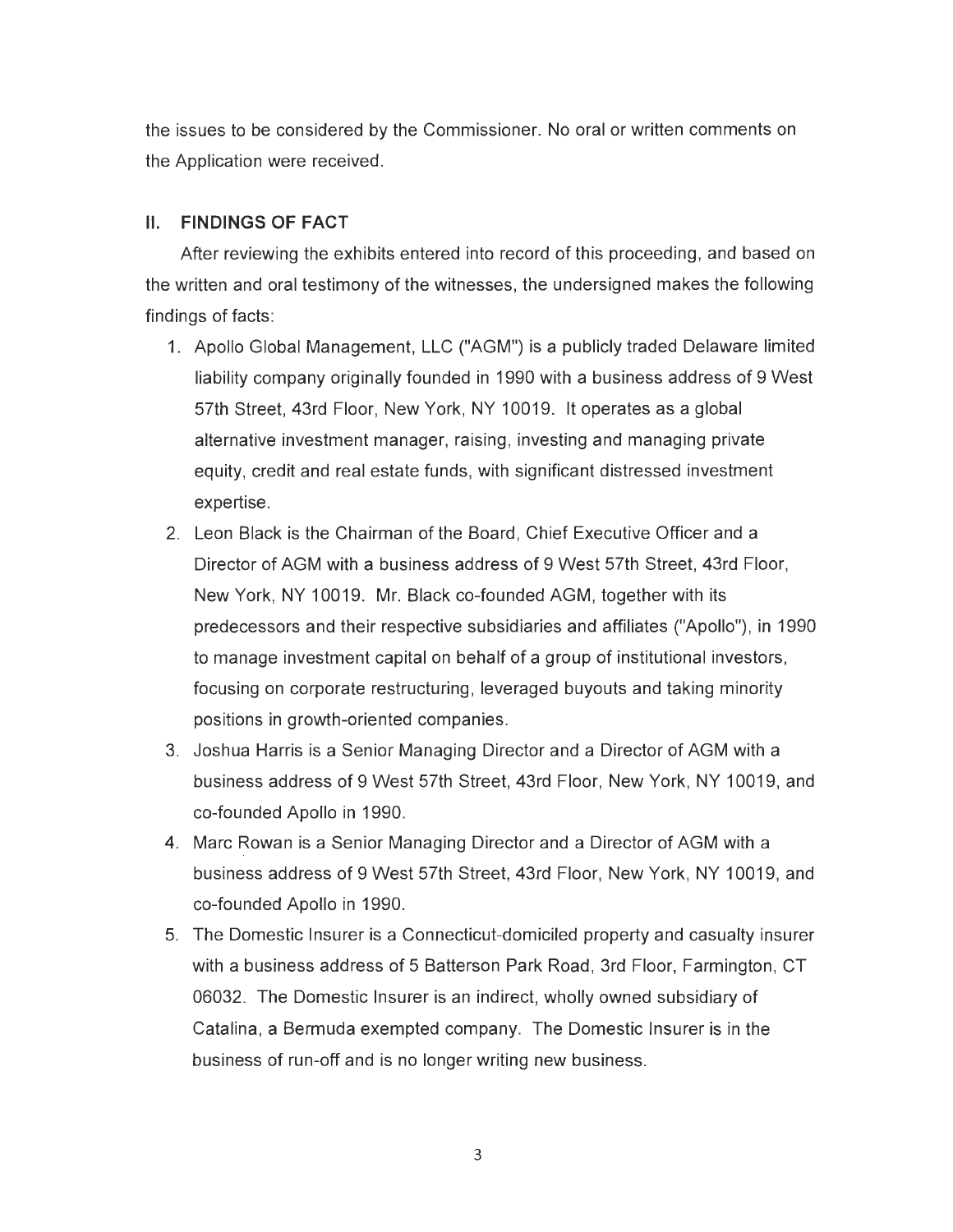the issues to be considered by the Commissioner. No oral or written comments on the Application were received.

## II. FINDINGS OF FACT

After reviewing the exhibits entered into record of this proceeding, and based on the written and oral testimony of the witnesses, the undersigned makes the following findings of facts:

1. Apollo Global Management, LLC ("AGM") is a publicly traded Delaware limited liability company originally founded in 1990 with a business address of 9 West 57th Street, 43rd Floor, New York, NY 10019. It operates as a global alternative investment manager, raising, investing and managing private equity, credit and real estate funds, with significant distressed investment expertise.
2. Leon Black is the Chairman of the Board, Chief Executive Officer and a Director of AGM with a business address of 9 West 57th Street, 43rd Floor, New York, NY 10019. Mr. Black co-founded AGM, together with its predecessors and their respective subsidiaries and affiliates ("Apollo"), in 1990 to manage investment capital on behalf of a group of institutional investors, focusing on corporate restructuring, leveraged buyouts and taking minority positions in growth-oriented companies.
3. Joshua Harris is a Senior Managing Director and a Director of AGM with a business address of 9 West 57th Street, 43rd Floor, New York, NY 10019, and co-founded Apollo in 1990.
4. Marc Rowan is a Senior Managing Director and a Director of AGM with a business address of 9 West 57th Street, 43rd Floor, New York, NY 10019, and co-founded Apollo in 1990.
5. The Domestic Insurer is a Connecticut-domiciled property and casualty insurer with a business address of 5 Batterson Park Road, 3rd Floor, Farmington, CT 06032. The Domestic Insurer is an indirect, wholly owned subsidiary of Catalina, a Bermuda exempted company. The Domestic Insurer is in the business of run-off and is no longer writing new business.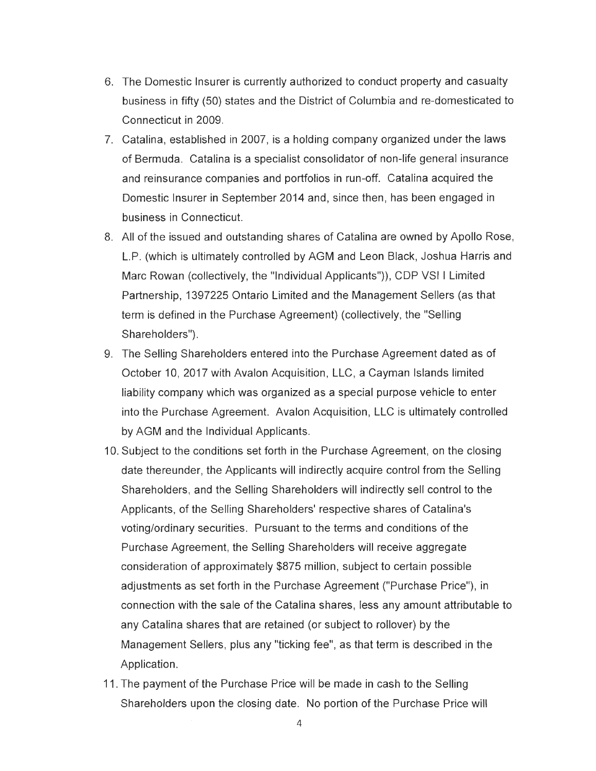6. The Domestic Insurer is currently authorized to conduct property and casualty business in fifty (50) states and the District of Columbia and re-domesticated to Connecticut in 2009.
7. Catalina, established in 2007, is a holding company organized under the laws of Bermuda. Catalina is a specialist consolidator of non-life general insurance and reinsurance companies and portfolios in run-off. Catalina acquired the Domestic Insurer in September 2014 and, since then, has been engaged in business in Connecticut.
8. All of the issued and outstanding shares of Catalina are owned by Apollo Rose, L.P. (which is ultimately controlled by AGM and Leon Black, Joshua Harris and Marc Rowan (collectively, the "Individual Applicants")), CDP VSI I Limited Partnership, 1397225 Ontario Limited and the Management Sellers (as that term is defined in the Purchase Agreement) (collectively, the "Selling Shareholders").
9. The Selling Shareholders entered into the Purchase Agreement dated as of October 10, 2017 with Avalon Acquisition, LLC, a Cayman Islands limited liability company which was organized as a special purpose vehicle to enter into the Purchase Agreement. Avalon Acquisition, LLC is ultimately controlled by AGM and the Individual Applicants.
10. Subject to the conditions set forth in the Purchase Agreement, on the closing date thereunder, the Applicants will indirectly acquire control from the Selling Shareholders, and the Selling Shareholders will indirectly sell control to the Applicants, of the Selling Shareholders' respective shares of Catalina's voting/ordinary securities. Pursuant to the terms and conditions of the Purchase Agreement, the Selling Shareholders will receive aggregate consideration of approximately $875 million, subject to certain possible adjustments as set forth in the Purchase Agreement ("Purchase Price"), in connection with the sale of the Catalina shares, less any amount attributable to any Catalina shares that are retained (or subject to rollover) by the Management Sellers, plus any "ticking fee", as that term is described in the Application.
11. The payment of the Purchase Price will be made in cash to the Selling Shareholders upon the closing date. No portion of the Purchase Price will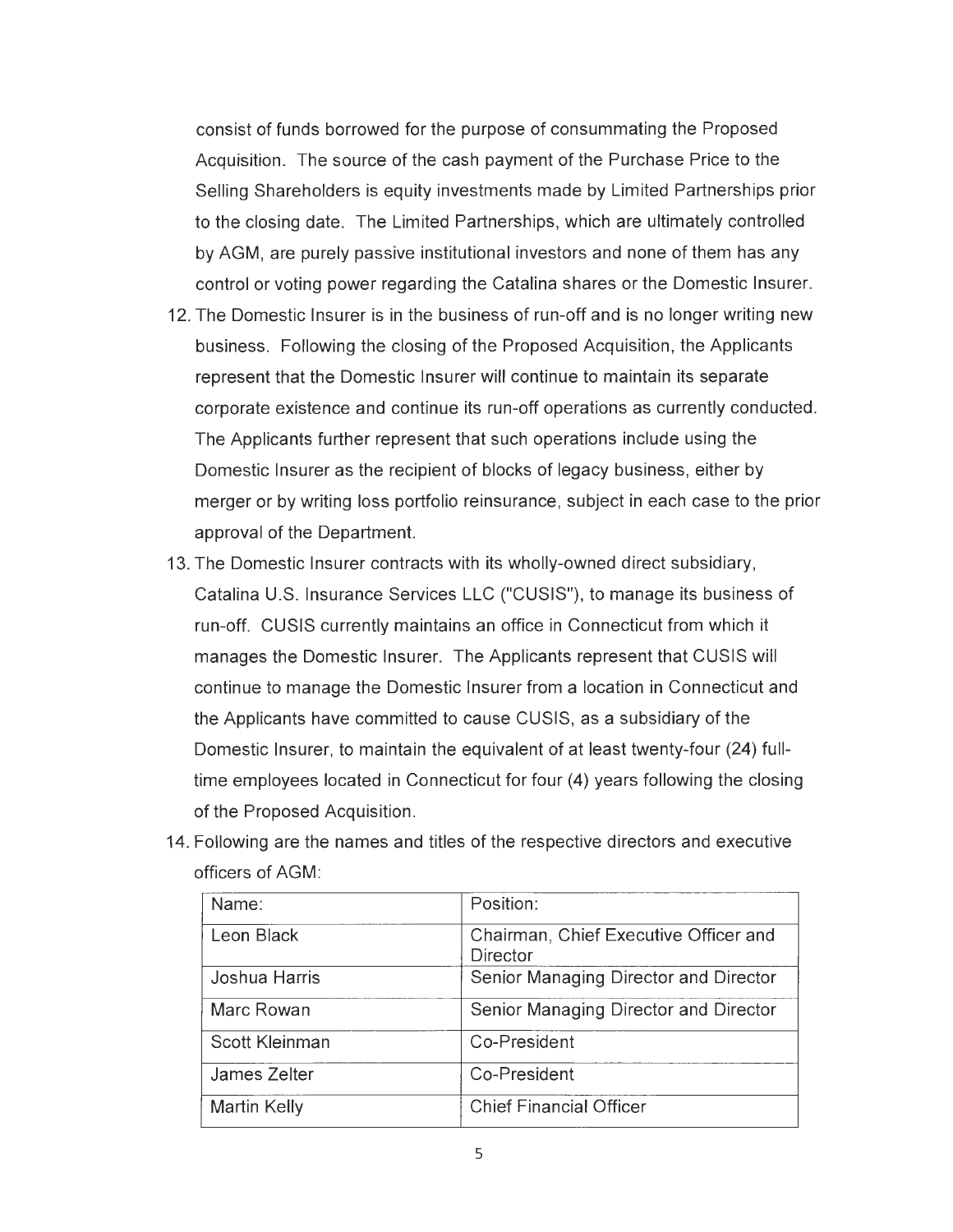consist of funds borrowed for the purpose of consummating the Proposed Acquisition. The source of the cash payment of the Purchase Price to the Selling Shareholders is equity investments made by Limited Partnerships prior to the closing date. The Limited Partnerships, which are ultimately controlled by AGM, are purely passive institutional investors and none of them has any control or voting power regarding the Catalina shares or the Domestic Insurer.

12. The Domestic Insurer is in the business of run-off and is no longer writing new business. Following the closing of the Proposed Acquisition, the Applicants represent that the Domestic Insurer will continue to maintain its separate corporate existence and continue its run-off operations as currently conducted. The Applicants further represent that such operations include using the Domestic Insurer as the recipient of blocks of legacy business, either by merger or by writing loss portfolio reinsurance, subject in each case to the prior approval of the Department.
13. The Domestic Insurer contracts with its wholly-owned direct subsidiary, Catalina U.S. Insurance Services LLC ("CUSIS"), to manage its business of run-off. CUSIS currently maintains an office in Connecticut from which it manages the Domestic Insurer. The Applicants represent that CUSIS will continue to manage the Domestic Insurer from a location in Connecticut and the Applicants have committed to cause CUSIS, as a subsidiary of the Domestic Insurer, to maintain the equivalent of at least twenty-four (24) full-time employees located in Connecticut for four (4) years following the closing of the Proposed Acquisition.
14. Following are the names and titles of the respective directors and executive officers of AGM:

| Name: | Position: |
|---|---|
| Leon Black | Chairman, Chief Executive Officer and Director |
| Joshua Harris | Senior Managing Director and Director |
| Marc Rowan | Senior Managing Director and Director |
| Scott Kleinman | Co-President |
| James Zelter | Co-President |
| Martin Kelly | Chief Financial Officer |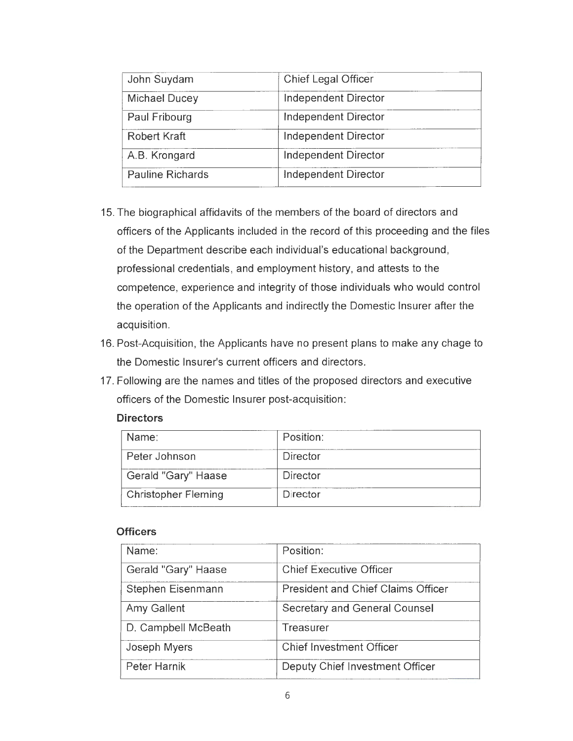| | |
|---|---|
| John Suydam | Chief Legal Officer |
| Michael Ducey | Independent Director |
| Paul Fribourg | Independent Director |
| Robert Kraft | Independent Director |
| A.B. Krongard | Independent Director |
| Pauline Richards | Independent Director |

15. The biographical affidavits of the members of the board of directors and officers of the Applicants included in the record of this proceeding and the files of the Department describe each individual's educational background, professional credentials, and employment history, and attests to the competence, experience and integrity of those individuals who would control the operation of the Applicants and indirectly the Domestic Insurer after the acquisition.
16. Post-Acquisition, the Applicants have no present plans to make any chage to the Domestic Insurer's current officers and directors.
17. Following are the names and titles of the proposed directors and executive officers of the Domestic Insurer post-acquisition:

**Directors**

| Name: | Position: |
|---|---|
| Peter Johnson | Director |
| Gerald "Gary" Haase | Director |
| Christopher Fleming | Director |

**Officers**

| Name: | Position: |
|---|---|
| Gerald "Gary" Haase | Chief Executive Officer |
| Stephen Eisenmann | President and Chief Claims Officer |
| Amy Gallent | Secretary and General Counsel |
| D. Campbell McBeath | Treasurer |
| Joseph Myers | Chief Investment Officer |
| Peter Harnik | Deputy Chief Investment Officer |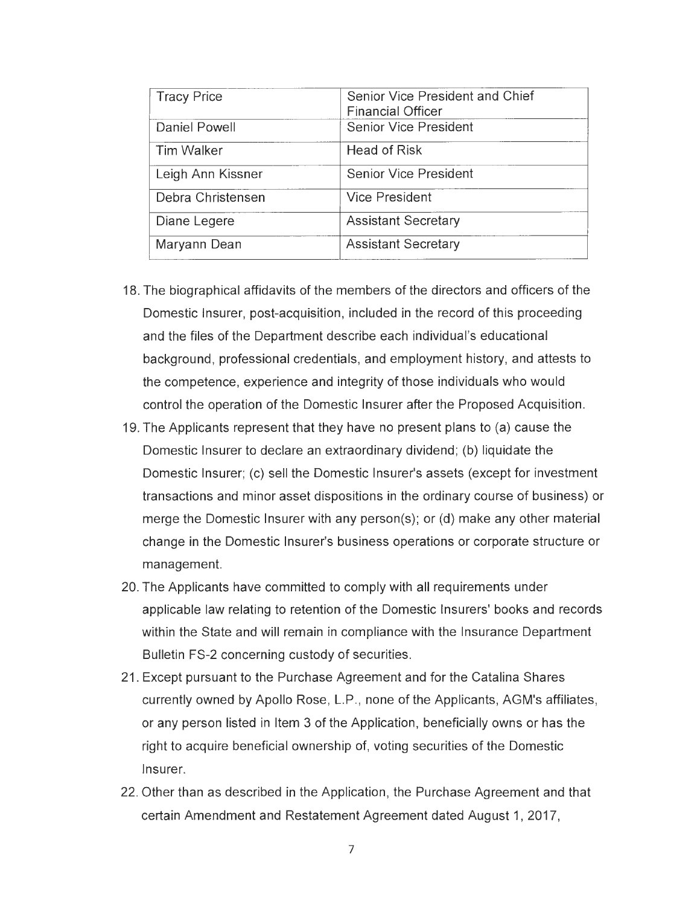| Tracy Price | Senior Vice President and Chief Financial Officer |
|---|---|
| Daniel Powell | Senior Vice President |
| Tim Walker | Head of Risk |
| Leigh Ann Kissner | Senior Vice President |
| Debra Christensen | Vice President |
| Diane Legere | Assistant Secretary |
| Maryann Dean | Assistant Secretary |

18. The biographical affidavits of the members of the directors and officers of the Domestic Insurer, post-acquisition, included in the record of this proceeding and the files of the Department describe each individual's educational background, professional credentials, and employment history, and attests to the competence, experience and integrity of those individuals who would control the operation of the Domestic Insurer after the Proposed Acquisition.
19. The Applicants represent that they have no present plans to (a) cause the Domestic Insurer to declare an extraordinary dividend; (b) liquidate the Domestic Insurer; (c) sell the Domestic Insurer's assets (except for investment transactions and minor asset dispositions in the ordinary course of business) or merge the Domestic Insurer with any person(s); or (d) make any other material change in the Domestic Insurer's business operations or corporate structure or management.
20. The Applicants have committed to comply with all requirements under applicable law relating to retention of the Domestic Insurers' books and records within the State and will remain in compliance with the Insurance Department Bulletin FS-2 concerning custody of securities.
21. Except pursuant to the Purchase Agreement and for the Catalina Shares currently owned by Apollo Rose, L.P., none of the Applicants, AGM's affiliates, or any person listed in Item 3 of the Application, beneficially owns or has the right to acquire beneficial ownership of, voting securities of the Domestic Insurer.
22. Other than as described in the Application, the Purchase Agreement and that certain Amendment and Restatement Agreement dated August 1, 2017,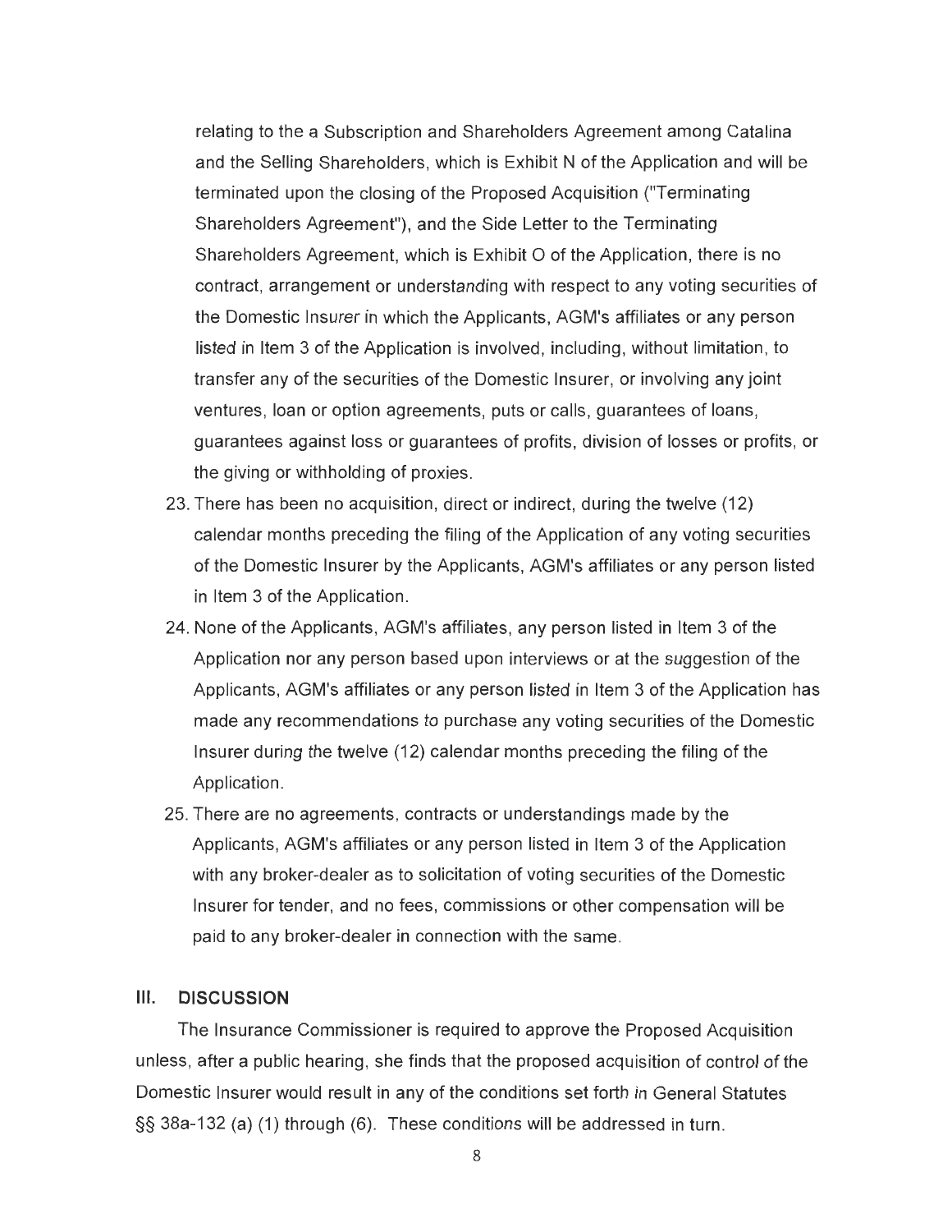relating to the a Subscription and Shareholders Agreement among Catalina and the Selling Shareholders, which is Exhibit N of the Application and will be terminated upon the closing of the Proposed Acquisition ("Terminating Shareholders Agreement"), and the Side Letter to the Terminating Shareholders Agreement, which is Exhibit O of the Application, there is no contract, arrangement or understanding with respect to any voting securities of the Domestic Insurer in which the Applicants, AGM's affiliates or any person listed in Item 3 of the Application is involved, including, without limitation, to transfer any of the securities of the Domestic Insurer, or involving any joint ventures, loan or option agreements, puts or calls, guarantees of loans, guarantees against loss or guarantees of profits, division of losses or profits, or the giving or withholding of proxies.

23. There has been no acquisition, direct or indirect, during the twelve (12) calendar months preceding the filing of the Application of any voting securities of the Domestic Insurer by the Applicants, AGM's affiliates or any person listed in Item 3 of the Application.
24. None of the Applicants, AGM's affiliates, any person listed in Item 3 of the Application nor any person based upon interviews or at the suggestion of the Applicants, AGM's affiliates or any person listed in Item 3 of the Application has made any recommendations to purchase any voting securities of the Domestic Insurer during the twelve (12) calendar months preceding the filing of the Application.
25. There are no agreements, contracts or understandings made by the Applicants, AGM's affiliates or any person listed in Item 3 of the Application with any broker-dealer as to solicitation of voting securities of the Domestic Insurer for tender, and no fees, commissions or other compensation will be paid to any broker-dealer in connection with the same.

## III. DISCUSSION

The Insurance Commissioner is required to approve the Proposed Acquisition unless, after a public hearing, she finds that the proposed acquisition of control of the Domestic Insurer would result in any of the conditions set forth in General Statutes §§ 38a-132 (a) (1) through (6). These conditions will be addressed in turn.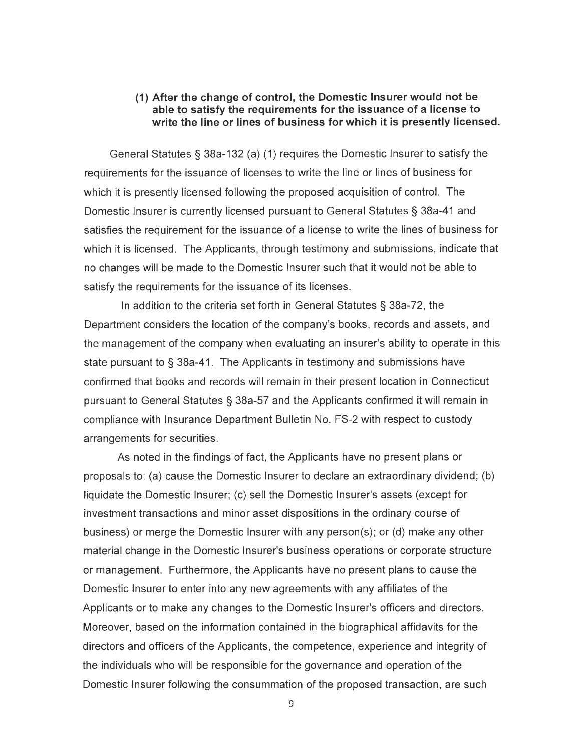**(1) After the change of control, the Domestic Insurer would not be able to satisfy the requirements for the issuance of a license to write the line or lines of business for which it is presently licensed.**

General Statutes § 38a-132 (a) (1) requires the Domestic Insurer to satisfy the requirements for the issuance of licenses to write the line or lines of business for which it is presently licensed following the proposed acquisition of control. The Domestic Insurer is currently licensed pursuant to General Statutes § 38a-41 and satisfies the requirement for the issuance of a license to write the lines of business for which it is licensed. The Applicants, through testimony and submissions, indicate that no changes will be made to the Domestic Insurer such that it would not be able to satisfy the requirements for the issuance of its licenses.

In addition to the criteria set forth in General Statutes § 38a-72, the Department considers the location of the company's books, records and assets, and the management of the company when evaluating an insurer's ability to operate in this state pursuant to § 38a-41. The Applicants in testimony and submissions have confirmed that books and records will remain in their present location in Connecticut pursuant to General Statutes § 38a-57 and the Applicants confirmed it will remain in compliance with Insurance Department Bulletin No. FS-2 with respect to custody arrangements for securities.

As noted in the findings of fact, the Applicants have no present plans or proposals to: (a) cause the Domestic Insurer to declare an extraordinary dividend; (b) liquidate the Domestic Insurer; (c) sell the Domestic Insurer's assets (except for investment transactions and minor asset dispositions in the ordinary course of business) or merge the Domestic Insurer with any person(s); or (d) make any other material change in the Domestic Insurer's business operations or corporate structure or management. Furthermore, the Applicants have no present plans to cause the Domestic Insurer to enter into any new agreements with any affiliates of the Applicants or to make any changes to the Domestic Insurer's officers and directors. Moreover, based on the information contained in the biographical affidavits for the directors and officers of the Applicants, the competence, experience and integrity of the individuals who will be responsible for the governance and operation of the Domestic Insurer following the consummation of the proposed transaction, are such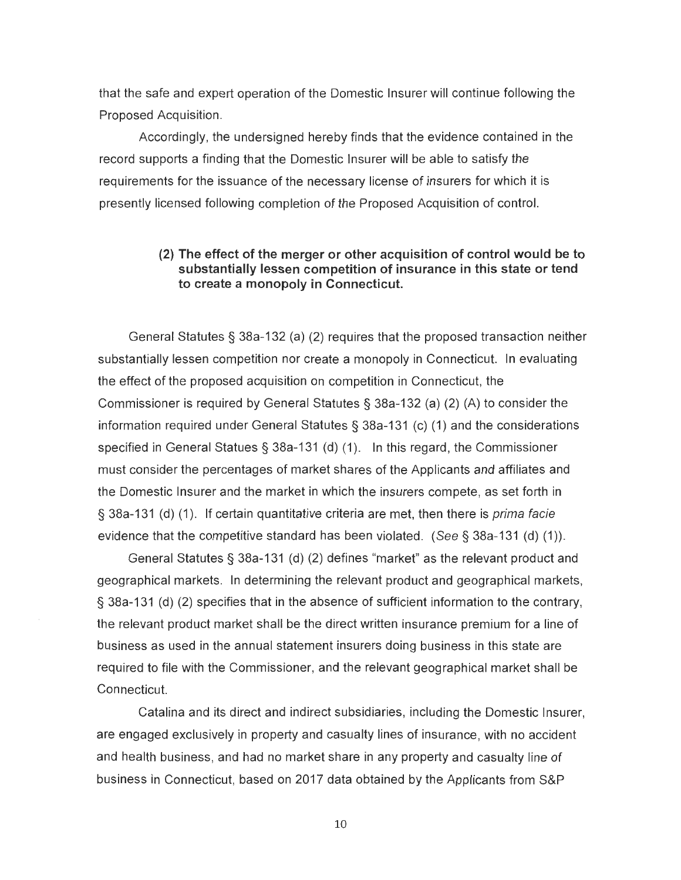that the safe and expert operation of the Domestic Insurer will continue following the Proposed Acquisition.

Accordingly, the undersigned hereby finds that the evidence contained in the record supports a finding that the Domestic Insurer will be able to satisfy the requirements for the issuance of the necessary license of insurers for which it is presently licensed following completion of the Proposed Acquisition of control.

> **(2) The effect of the merger or other acquisition of control would be to substantially lessen competition of insurance in this state or tend to create a monopoly in Connecticut.**

General Statutes § 38a-132 (a) (2) requires that the proposed transaction neither substantially lessen competition nor create a monopoly in Connecticut. In evaluating the effect of the proposed acquisition on competition in Connecticut, the Commissioner is required by General Statutes § 38a-132 (a) (2) (A) to consider the information required under General Statutes § 38a-131 (c) (1) and the considerations specified in General Statues § 38a-131 (d) (1). In this regard, the Commissioner must consider the percentages of market shares of the Applicants and affiliates and the Domestic Insurer and the market in which the insurers compete, as set forth in § 38a-131 (d) (1). If certain quantitative criteria are met, then there is *prima facie* evidence that the competitive standard has been violated. (*See* § 38a-131 (d) (1)).

General Statutes § 38a-131 (d) (2) defines "market" as the relevant product and geographical markets. In determining the relevant product and geographical markets, § 38a-131 (d) (2) specifies that in the absence of sufficient information to the contrary, the relevant product market shall be the direct written insurance premium for a line of business as used in the annual statement insurers doing business in this state are required to file with the Commissioner, and the relevant geographical market shall be Connecticut.

Catalina and its direct and indirect subsidiaries, including the Domestic Insurer, are engaged exclusively in property and casualty lines of insurance, with no accident and health business, and had no market share in any property and casualty line of business in Connecticut, based on 2017 data obtained by the Applicants from S&P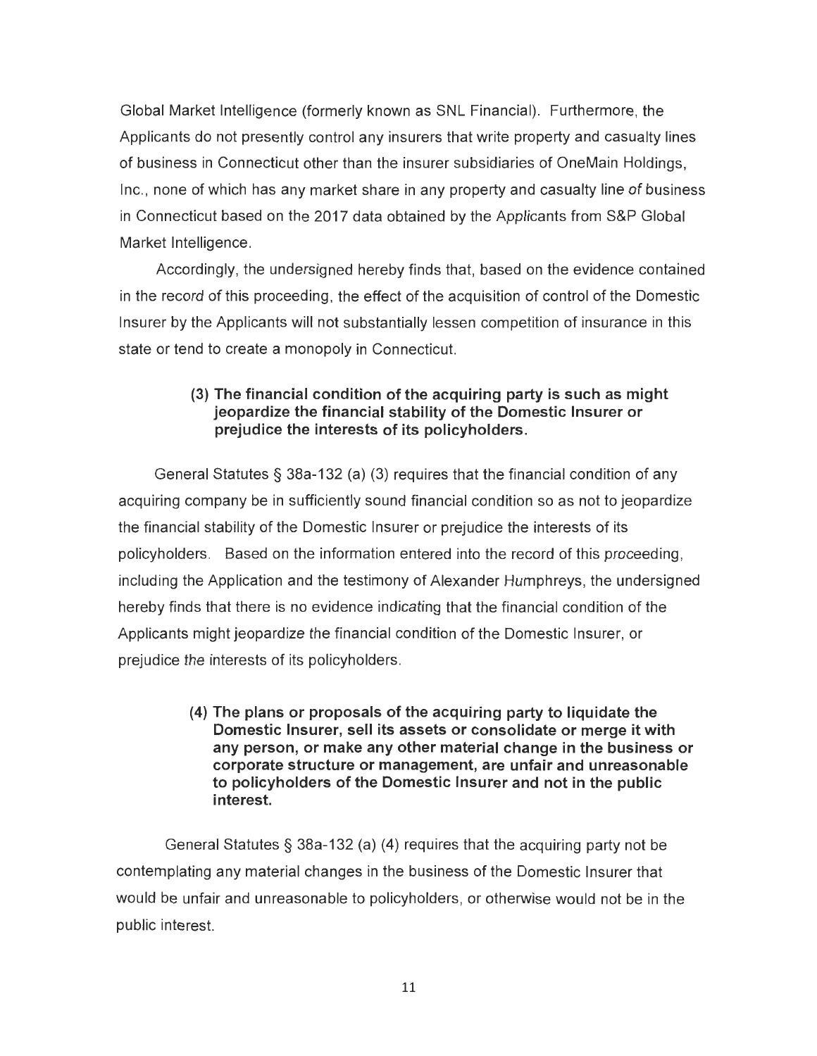Global Market Intelligence (formerly known as SNL Financial). Furthermore, the Applicants do not presently control any insurers that write property and casualty lines of business in Connecticut other than the insurer subsidiaries of OneMain Holdings, Inc., none of which has any market share in any property and casualty line of business in Connecticut based on the 2017 data obtained by the Applicants from S&P Global Market Intelligence.

Accordingly, the undersigned hereby finds that, based on the evidence contained in the record of this proceeding, the effect of the acquisition of control of the Domestic Insurer by the Applicants will not substantially lessen competition of insurance in this state or tend to create a monopoly in Connecticut.

**(3) The financial condition of the acquiring party is such as might jeopardize the financial stability of the Domestic Insurer or prejudice the interests of its policyholders.**

General Statutes § 38a-132 (a) (3) requires that the financial condition of any acquiring company be in sufficiently sound financial condition so as not to jeopardize the financial stability of the Domestic Insurer or prejudice the interests of its policyholders. Based on the information entered into the record of this proceeding, including the Application and the testimony of Alexander Humphreys, the undersigned hereby finds that there is no evidence indicating that the financial condition of the Applicants might jeopardize the financial condition of the Domestic Insurer, or prejudice the interests of its policyholders.

**(4) The plans or proposals of the acquiring party to liquidate the Domestic Insurer, sell its assets or consolidate or merge it with any person, or make any other material change in the business or corporate structure or management, are unfair and unreasonable to policyholders of the Domestic Insurer and not in the public interest.**

General Statutes § 38a-132 (a) (4) requires that the acquiring party not be contemplating any material changes in the business of the Domestic Insurer that would be unfair and unreasonable to policyholders, or otherwise would not be in the public interest.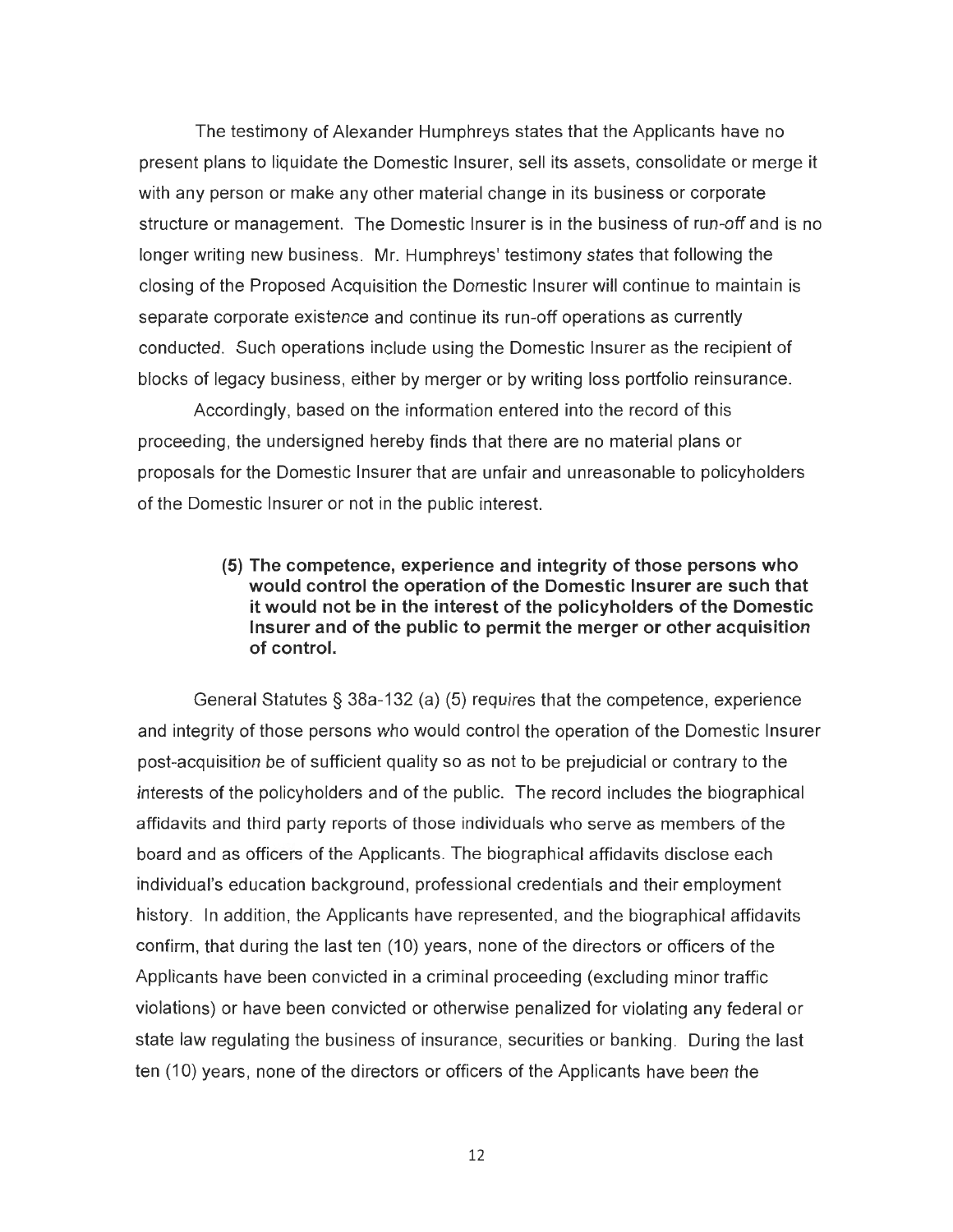The testimony of Alexander Humphreys states that the Applicants have no present plans to liquidate the Domestic Insurer, sell its assets, consolidate or merge it with any person or make any other material change in its business or corporate structure or management. The Domestic Insurer is in the business of run-off and is no longer writing new business. Mr. Humphreys' testimony states that following the closing of the Proposed Acquisition the Domestic Insurer will continue to maintain is separate corporate existence and continue its run-off operations as currently conducted. Such operations include using the Domestic Insurer as the recipient of blocks of legacy business, either by merger or by writing loss portfolio reinsurance.

Accordingly, based on the information entered into the record of this proceeding, the undersigned hereby finds that there are no material plans or proposals for the Domestic Insurer that are unfair and unreasonable to policyholders of the Domestic Insurer or not in the public interest.

**(5) The competence, experience and integrity of those persons who would control the operation of the Domestic Insurer are such that it would not be in the interest of the policyholders of the Domestic Insurer and of the public to permit the merger or other acquisition of control.**

General Statutes § 38a-132 (a) (5) requires that the competence, experience and integrity of those persons who would control the operation of the Domestic Insurer post-acquisition be of sufficient quality so as not to be prejudicial or contrary to the interests of the policyholders and of the public. The record includes the biographical affidavits and third party reports of those individuals who serve as members of the board and as officers of the Applicants. The biographical affidavits disclose each individual's education background, professional credentials and their employment history. In addition, the Applicants have represented, and the biographical affidavits confirm, that during the last ten (10) years, none of the directors or officers of the Applicants have been convicted in a criminal proceeding (excluding minor traffic violations) or have been convicted or otherwise penalized for violating any federal or state law regulating the business of insurance, securities or banking. During the last ten (10) years, none of the directors or officers of the Applicants have been the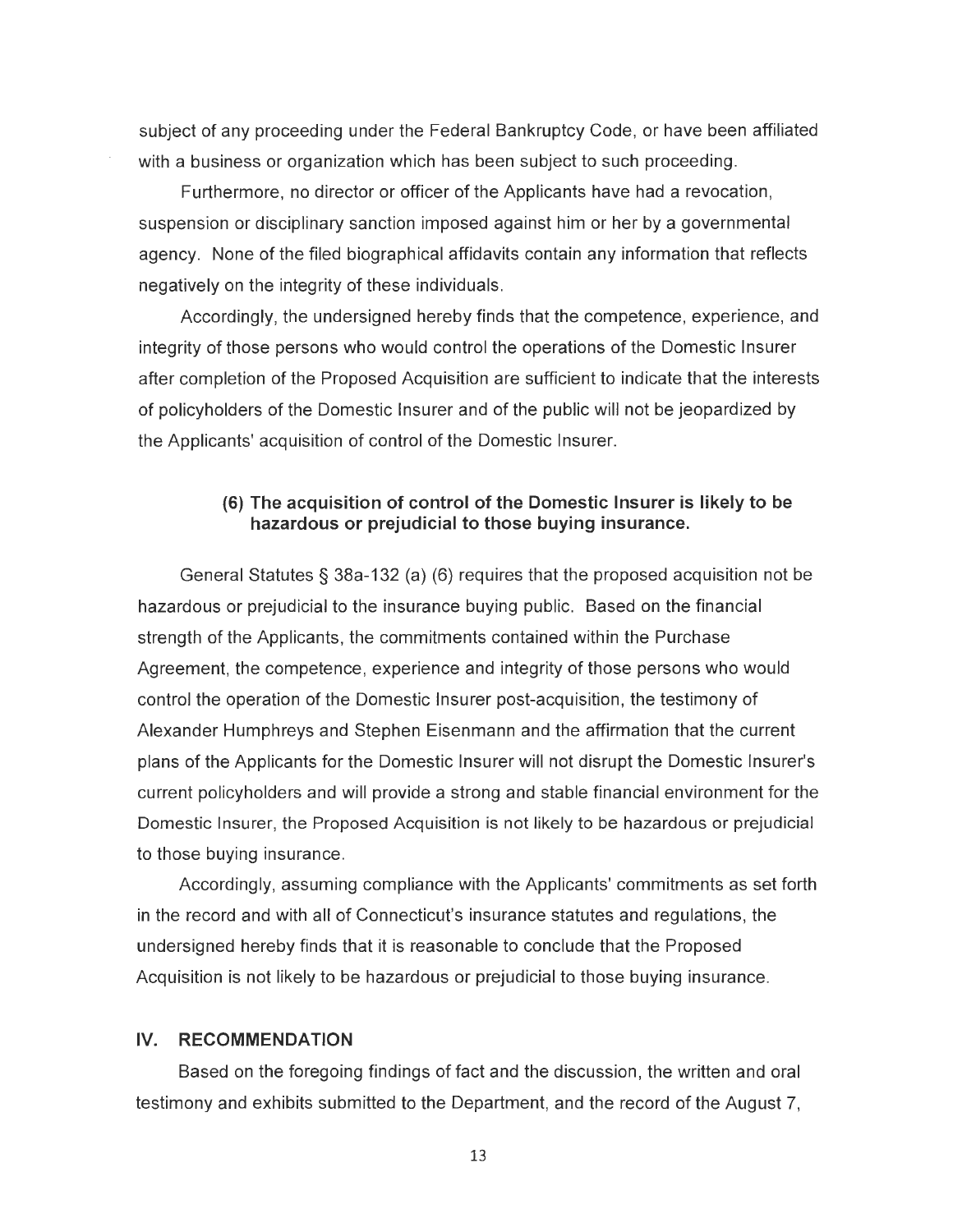subject of any proceeding under the Federal Bankruptcy Code, or have been affiliated with a business or organization which has been subject to such proceeding.

Furthermore, no director or officer of the Applicants have had a revocation, suspension or disciplinary sanction imposed against him or her by a governmental agency. None of the filed biographical affidavits contain any information that reflects negatively on the integrity of these individuals.

Accordingly, the undersigned hereby finds that the competence, experience, and integrity of those persons who would control the operations of the Domestic Insurer after completion of the Proposed Acquisition are sufficient to indicate that the interests of policyholders of the Domestic Insurer and of the public will not be jeopardized by the Applicants' acquisition of control of the Domestic Insurer.

### (6) The acquisition of control of the Domestic Insurer is likely to be hazardous or prejudicial to those buying insurance.

General Statutes § 38a-132 (a) (6) requires that the proposed acquisition not be hazardous or prejudicial to the insurance buying public. Based on the financial strength of the Applicants, the commitments contained within the Purchase Agreement, the competence, experience and integrity of those persons who would control the operation of the Domestic Insurer post-acquisition, the testimony of Alexander Humphreys and Stephen Eisenmann and the affirmation that the current plans of the Applicants for the Domestic Insurer will not disrupt the Domestic Insurer's current policyholders and will provide a strong and stable financial environment for the Domestic Insurer, the Proposed Acquisition is not likely to be hazardous or prejudicial to those buying insurance.

Accordingly, assuming compliance with the Applicants' commitments as set forth in the record and with all of Connecticut's insurance statutes and regulations, the undersigned hereby finds that it is reasonable to conclude that the Proposed Acquisition is not likely to be hazardous or prejudicial to those buying insurance.

## IV. RECOMMENDATION

Based on the foregoing findings of fact and the discussion, the written and oral testimony and exhibits submitted to the Department, and the record of the August 7,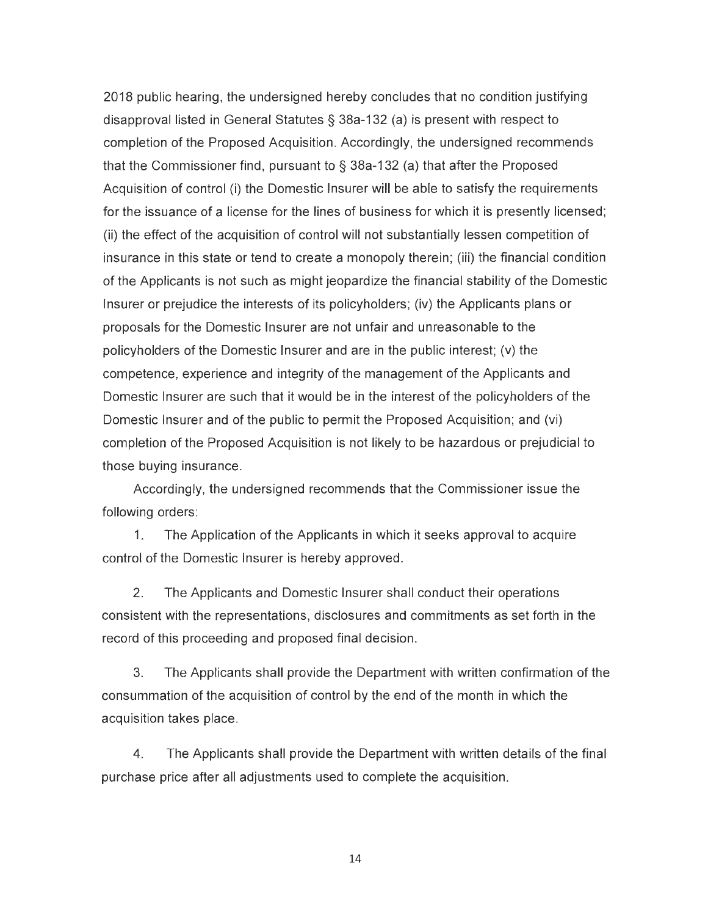2018 public hearing, the undersigned hereby concludes that no condition justifying disapproval listed in General Statutes § 38a-132 (a) is present with respect to completion of the Proposed Acquisition. Accordingly, the undersigned recommends that the Commissioner find, pursuant to § 38a-132 (a) that after the Proposed Acquisition of control (i) the Domestic Insurer will be able to satisfy the requirements for the issuance of a license for the lines of business for which it is presently licensed; (ii) the effect of the acquisition of control will not substantially lessen competition of insurance in this state or tend to create a monopoly therein; (iii) the financial condition of the Applicants is not such as might jeopardize the financial stability of the Domestic Insurer or prejudice the interests of its policyholders; (iv) the Applicants plans or proposals for the Domestic Insurer are not unfair and unreasonable to the policyholders of the Domestic Insurer and are in the public interest; (v) the competence, experience and integrity of the management of the Applicants and Domestic Insurer are such that it would be in the interest of the policyholders of the Domestic Insurer and of the public to permit the Proposed Acquisition; and (vi) completion of the Proposed Acquisition is not likely to be hazardous or prejudicial to those buying insurance.

Accordingly, the undersigned recommends that the Commissioner issue the following orders:

1. The Application of the Applicants in which it seeks approval to acquire control of the Domestic Insurer is hereby approved.

2. The Applicants and Domestic Insurer shall conduct their operations consistent with the representations, disclosures and commitments as set forth in the record of this proceeding and proposed final decision.

3. The Applicants shall provide the Department with written confirmation of the consummation of the acquisition of control by the end of the month in which the acquisition takes place.

4. The Applicants shall provide the Department with written details of the final purchase price after all adjustments used to complete the acquisition.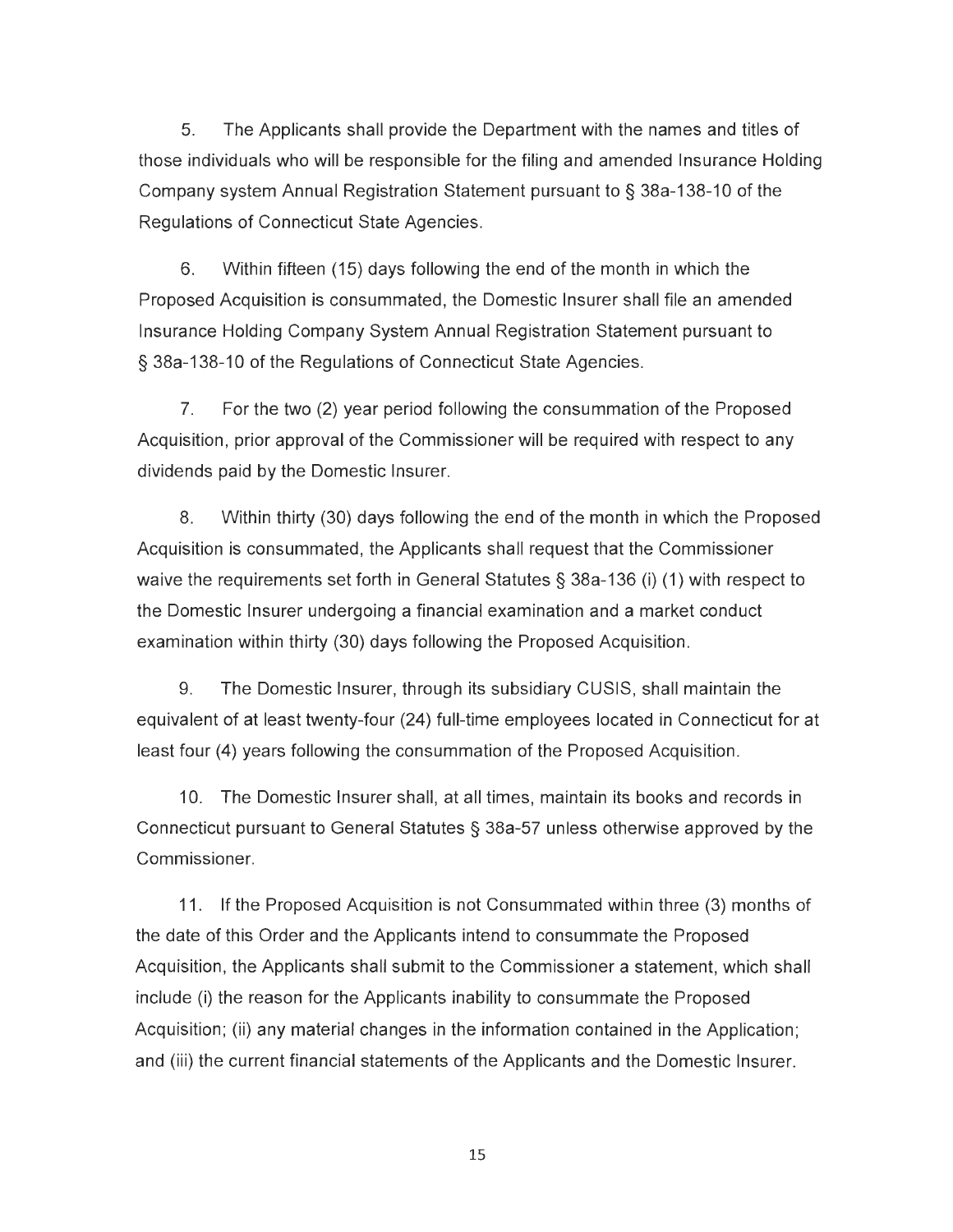5. The Applicants shall provide the Department with the names and titles of those individuals who will be responsible for the filing and amended Insurance Holding Company system Annual Registration Statement pursuant to § 38a-138-10 of the Regulations of Connecticut State Agencies.

6. Within fifteen (15) days following the end of the month in which the Proposed Acquisition is consummated, the Domestic Insurer shall file an amended Insurance Holding Company System Annual Registration Statement pursuant to § 38a-138-10 of the Regulations of Connecticut State Agencies.

7. For the two (2) year period following the consummation of the Proposed Acquisition, prior approval of the Commissioner will be required with respect to any dividends paid by the Domestic Insurer.

8. Within thirty (30) days following the end of the month in which the Proposed Acquisition is consummated, the Applicants shall request that the Commissioner waive the requirements set forth in General Statutes § 38a-136 (i) (1) with respect to the Domestic Insurer undergoing a financial examination and a market conduct examination within thirty (30) days following the Proposed Acquisition.

9. The Domestic Insurer, through its subsidiary CUSIS, shall maintain the equivalent of at least twenty-four (24) full-time employees located in Connecticut for at least four (4) years following the consummation of the Proposed Acquisition.

10. The Domestic Insurer shall, at all times, maintain its books and records in Connecticut pursuant to General Statutes § 38a-57 unless otherwise approved by the Commissioner.

11. If the Proposed Acquisition is not Consummated within three (3) months of the date of this Order and the Applicants intend to consummate the Proposed Acquisition, the Applicants shall submit to the Commissioner a statement, which shall include (i) the reason for the Applicants inability to consummate the Proposed Acquisition; (ii) any material changes in the information contained in the Application; and (iii) the current financial statements of the Applicants and the Domestic Insurer.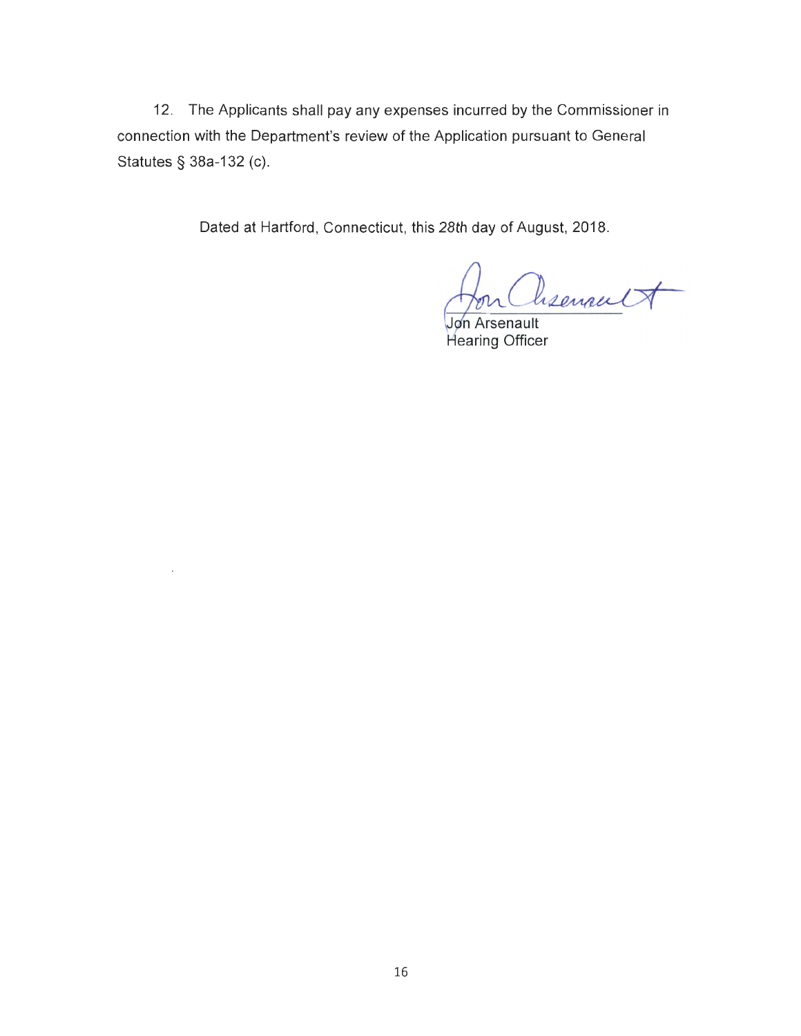12. The Applicants shall pay any expenses incurred by the Commissioner in connection with the Department's review of the Application pursuant to General Statutes § 38a-132 (c).

Dated at Hartford, Connecticut, this *28th* day of August, 2018.

Jon Arsenault
Hearing Officer